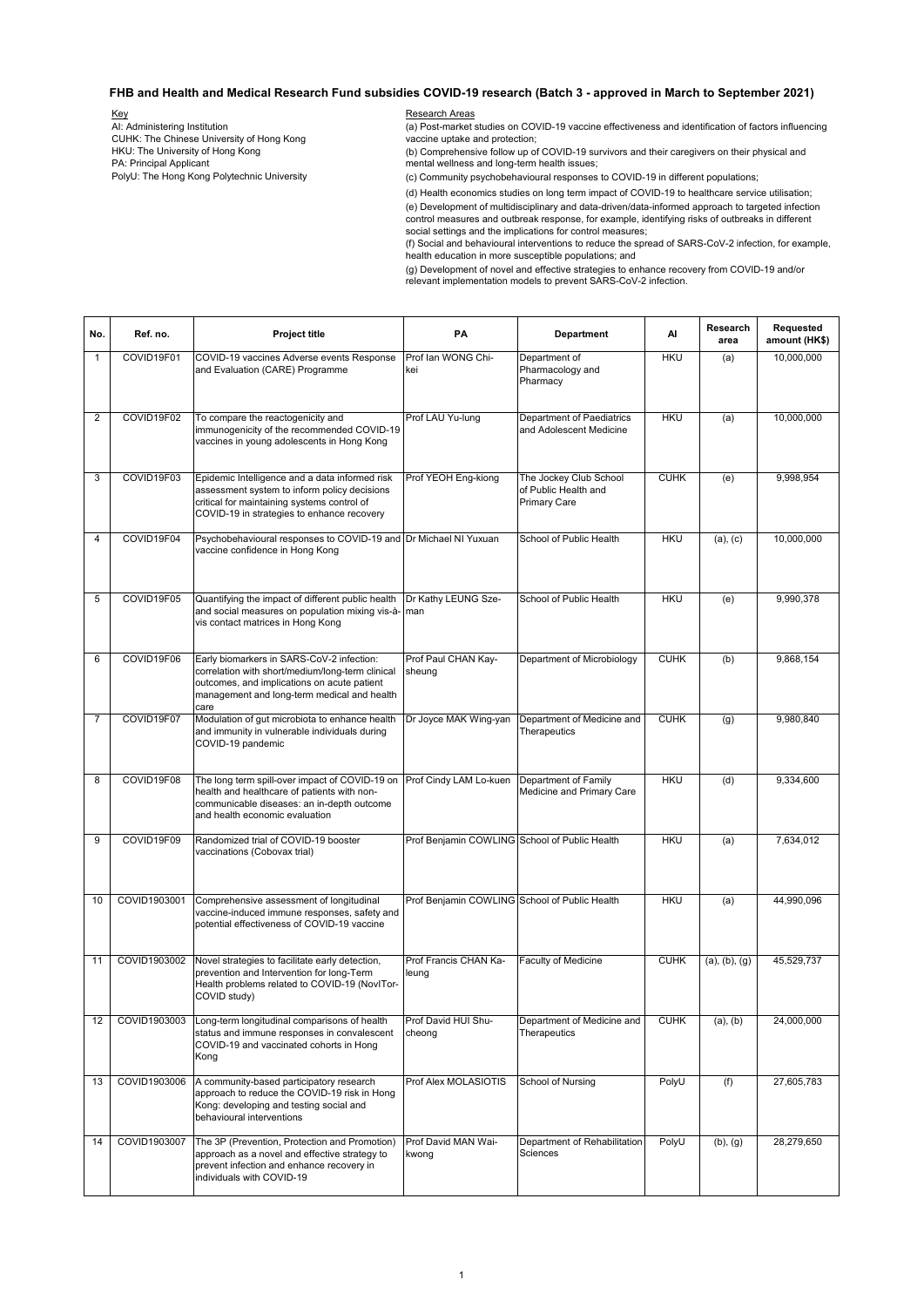# FHB and Health and Medical Research Fund subsidies COVID-19 research (Batch 3 - approved in March to September 2021)

Key
AI: Administering Institution
CUHK: The Chinese University of Hong Kong
HKU: The University of Hong Kong
PA: Principal Applicant
PolyU: The Hong Kong Polytechnic University

Research Areas
(a) Post-market studies on COVID-19 vaccine effectiveness and identification of factors influencing vaccine uptake and protection;
(b) Comprehensive follow up of COVID-19 survivors and their caregivers on their physical and mental wellness and long-term health issues;
(c) Community psychobehavioural responses to COVID-19 in different populations;
(d) Health economics studies on long term impact of COVID-19 to healthcare service utilisation;
(e) Development of multidisciplinary and data-driven/data-informed approach to targeted infection control measures and outbreak response, for example, identifying risks of outbreaks in different social settings and the implications for control measures;
(f) Social and behavioural interventions to reduce the spread of SARS-CoV-2 infection, for example, health education in more susceptible populations; and
(g) Development of novel and effective strategies to enhance recovery from COVID-19 and/or relevant implementation models to prevent SARS-CoV-2 infection.

| No. | Ref. no. | Project title | PA | Department | AI | Research area | Requested amount (HK$) |
|---|---|---|---|---|---|---|---|
| 1 | COVID19F01 | COVID-19 vaccines Adverse events Response and Evaluation (CARE) Programme | Prof Ian WONG Chi-kei | Department of Pharmacology and Pharmacy | HKU | (a) | 10,000,000 |
| 2 | COVID19F02 | To compare the reactogenicity and immunogenicity of the recommended COVID-19 vaccines in young adolescents in Hong Kong | Prof LAU Yu-lung | Department of Paediatrics and Adolescent Medicine | HKU | (a) | 10,000,000 |
| 3 | COVID19F03 | Epidemic Intelligence and a data informed risk assessment system to inform policy decisions critical for maintaining systems control of COVID-19 in strategies to enhance recovery | Prof YEOH Eng-kiong | The Jockey Club School of Public Health and Primary Care | CUHK | (e) | 9,998,954 |
| 4 | COVID19F04 | Psychobehavioural responses to COVID-19 and vaccine confidence in Hong Kong | Dr Michael NI Yuxuan | School of Public Health | HKU | (a), (c) | 10,000,000 |
| 5 | COVID19F05 | Quantifying the impact of different public health and social measures on population mixing vis-à-vis contact matrices in Hong Kong | Dr Kathy LEUNG Sze-man | School of Public Health | HKU | (e) | 9,990,378 |
| 6 | COVID19F06 | Early biomarkers in SARS-CoV-2 infection: correlation with short/medium/long-term clinical outcomes, and implications on acute patient management and long-term medical and health care | Prof Paul CHAN Kay-sheung | Department of Microbiology | CUHK | (b) | 9,868,154 |
| 7 | COVID19F07 | Modulation of gut microbiota to enhance health and immunity in vulnerable individuals during COVID-19 pandemic | Dr Joyce MAK Wing-yan | Department of Medicine and Therapeutics | CUHK | (g) | 9,980,840 |
| 8 | COVID19F08 | The long term spill-over impact of COVID-19 on health and healthcare of patients with non-communicable diseases: an in-depth outcome and health economic evaluation | Prof Cindy LAM Lo-kuen | Department of Family Medicine and Primary Care | HKU | (d) | 9,334,600 |
| 9 | COVID19F09 | Randomized trial of COVID-19 booster vaccinations (Cobovax trial) | Prof Benjamin COWLING | School of Public Health | HKU | (a) | 7,634,012 |
| 10 | COVID1903001 | Comprehensive assessment of longitudinal vaccine-induced immune responses, safety and potential effectiveness of COVID-19 vaccine | Prof Benjamin COWLING | School of Public Health | HKU | (a) | 44,990,096 |
| 11 | COVID1903002 | Novel strategies to facilitate early detection, prevention and Intervention for long-Term Health problems related to COVID-19 (NovITor-COVID study) | Prof Francis CHAN Ka-leung | Faculty of Medicine | CUHK | (a), (b), (g) | 45,529,737 |
| 12 | COVID1903003 | Long-term longitudinal comparisons of health status and immune responses in convalescent COVID-19 and vaccinated cohorts in Hong Kong | Prof David HUI Shu-cheong | Department of Medicine and Therapeutics | CUHK | (a), (b) | 24,000,000 |
| 13 | COVID1903006 | A community-based participatory research approach to reduce the COVID-19 risk in Hong Kong: developing and testing social and behavioural interventions | Prof Alex MOLASIOTIS | School of Nursing | PolyU | (f) | 27,605,783 |
| 14 | COVID1903007 | The 3P (Prevention, Protection and Promotion) approach as a novel and effective strategy to prevent infection and enhance recovery in individuals with COVID-19 | Prof David MAN Wai-kwong | Department of Rehabilitation Sciences | PolyU | (b), (g) | 28,279,650 |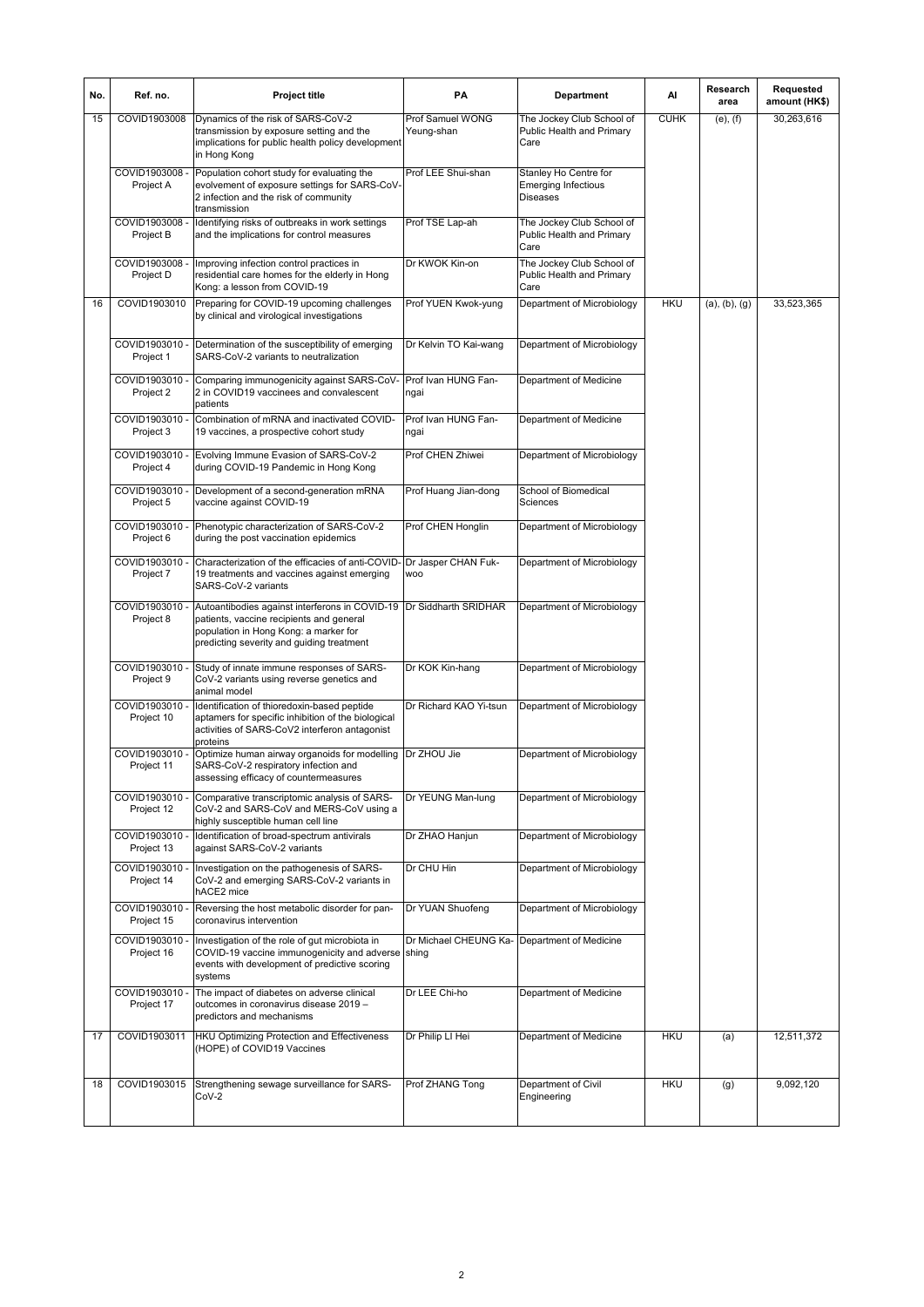| No. | Ref. no. | Project title | PA | Department | AI | Research area | Requested amount (HK$) |
| --- | --- | --- | --- | --- | --- | --- | --- |
| 15 | COVID1903008 | Dynamics of the risk of SARS-CoV-2 transmission by exposure setting and the implications for public health policy development in Hong Kong | Prof Samuel WONG Yeung-shan | The Jockey Club School of Public Health and Primary Care | CUHK | (e), (f) | 30,263,616 |
| | COVID1903008 - Project A | Population cohort study for evaluating the evolvement of exposure settings for SARS-CoV-2 infection and the risk of community transmission | Prof LEE Shui-shan | Stanley Ho Centre for Emerging Infectious Diseases | | | |
| | COVID1903008 - Project B | Identifying risks of outbreaks in work settings and the implications for control measures | Prof TSE Lap-ah | The Jockey Club School of Public Health and Primary Care | | | |
| | COVID1903008 - Project D | Improving infection control practices in residential care homes for the elderly in Hong Kong: a lesson from COVID-19 | Dr KWOK Kin-on | The Jockey Club School of Public Health and Primary Care | | | |
| 16 | COVID1903010 | Preparing for COVID-19 upcoming challenges by clinical and virological investigations | Prof YUEN Kwok-yung | Department of Microbiology | HKU | (a), (b), (g) | 33,523,365 |
| | COVID1903010 - Project 1 | Determination of the susceptibility of emerging SARS-CoV-2 variants to neutralization | Dr Kelvin TO Kai-wang | Department of Microbiology | | | |
| | COVID1903010 - Project 2 | Comparing immunogenicity against SARS-CoV-2 in COVID19 vaccinees and convalescent patients | Prof Ivan HUNG Fan-ngai | Department of Medicine | | | |
| | COVID1903010 - Project 3 | Combination of mRNA and inactivated COVID-19 vaccines, a prospective cohort study | Prof Ivan HUNG Fan-ngai | Department of Medicine | | | |
| | COVID1903010 - Project 4 | Evolving Immune Evasion of SARS-CoV-2 during COVID-19 Pandemic in Hong Kong | Prof CHEN Zhiwei | Department of Microbiology | | | |
| | COVID1903010 - Project 5 | Development of a second-generation mRNA vaccine against COVID-19 | Prof Huang Jian-dong | School of Biomedical Sciences | | | |
| | COVID1903010 - Project 6 | Phenotypic characterization of SARS-CoV-2 during the post vaccination epidemics | Prof CHEN Honglin | Department of Microbiology | | | |
| | COVID1903010 - Project 7 | Characterization of the efficacies of anti-COVID-19 treatments and vaccines against emerging SARS-CoV-2 variants | Dr Jasper CHAN Fuk-woo | Department of Microbiology | | | |
| | COVID1903010 - Project 8 | Autoantibodies against interferons in COVID-19 patients, vaccine recipients and general population in Hong Kong: a marker for predicting severity and guiding treatment | Dr Siddharth SRIDHAR | Department of Microbiology | | | |
| | COVID1903010 - Project 9 | Study of innate immune responses of SARS-CoV-2 variants using reverse genetics and animal model | Dr KOK Kin-hang | Department of Microbiology | | | |
| | COVID1903010 - Project 10 | Identification of thioredoxin-based peptide aptamers for specific inhibition of the biological activities of SARS-CoV2 interferon antagonist proteins | Dr Richard KAO Yi-tsun | Department of Microbiology | | | |
| | COVID1903010 - Project 11 | Optimize human airway organoids for modelling SARS-CoV-2 respiratory infection and assessing efficacy of countermeasures | Dr ZHOU Jie | Department of Microbiology | | | |
| | COVID1903010 - Project 12 | Comparative transcriptomic analysis of SARS-CoV-2 and SARS-CoV and MERS-CoV using a highly susceptible human cell line | Dr YEUNG Man-lung | Department of Microbiology | | | |
| | COVID1903010 - Project 13 | Identification of broad-spectrum antivirals against SARS-CoV-2 variants | Dr ZHAO Hanjun | Department of Microbiology | | | |
| | COVID1903010 - Project 14 | Investigation on the pathogenesis of SARS-CoV-2 and emerging SARS-CoV-2 variants in hACE2 mice | Dr CHU Hin | Department of Microbiology | | | |
| | COVID1903010 - Project 15 | Reversing the host metabolic disorder for pan-coronavirus intervention | Dr YUAN Shuofeng | Department of Microbiology | | | |
| | COVID1903010 - Project 16 | Investigation of the role of gut microbiota in COVID-19 vaccine immunogenicity and adverse events with development of predictive scoring systems | Dr Michael CHEUNG Ka-shing | Department of Medicine | | | |
| | COVID1903010 - Project 17 | The impact of diabetes on adverse clinical outcomes in coronavirus disease 2019 – predictors and mechanisms | Dr LEE Chi-ho | Department of Medicine | | | |
| 17 | COVID1903011 | HKU Optimizing Protection and Effectiveness (HOPE) of COVID19 Vaccines | Dr Philip LI Hei | Department of Medicine | HKU | (a) | 12,511,372 |
| 18 | COVID1903015 | Strengthening sewage surveillance for SARS-CoV-2 | Prof ZHANG Tong | Department of Civil Engineering | HKU | (g) | 9,092,120 |